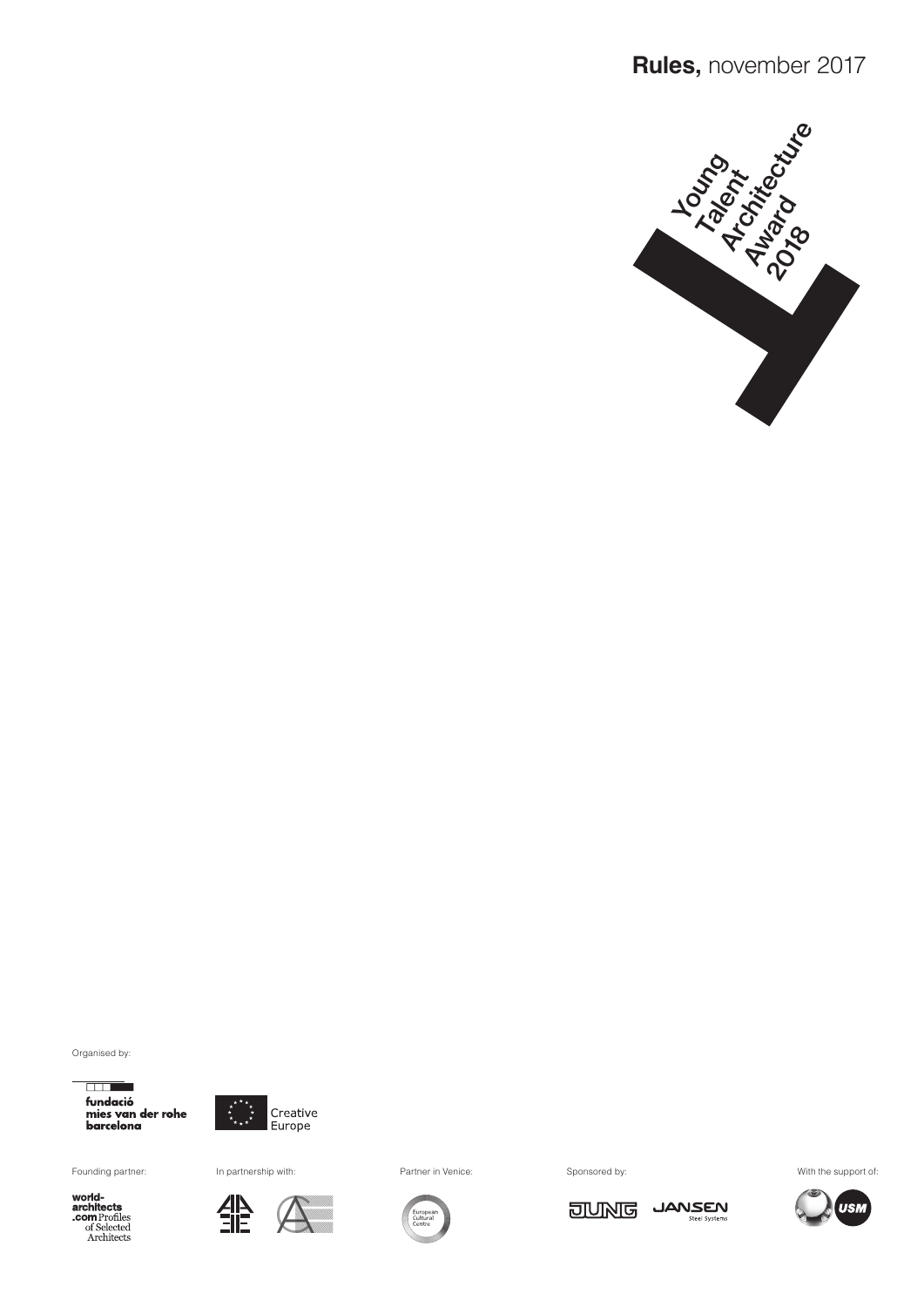**Rules,** november 2017

Young
Talent
Architecture
Award
2018

Organised by:

fundació
mies van der rohe
barcelona

Creative
Europe

Founding partner:

world-
architects
.com Profiles
of Selected
Architects

In partnership with:

Partner in Venice:

European
Cultural
Centre

Sponsored by:

JUNG

JANSEN
Steel Systems

With the support of:

USM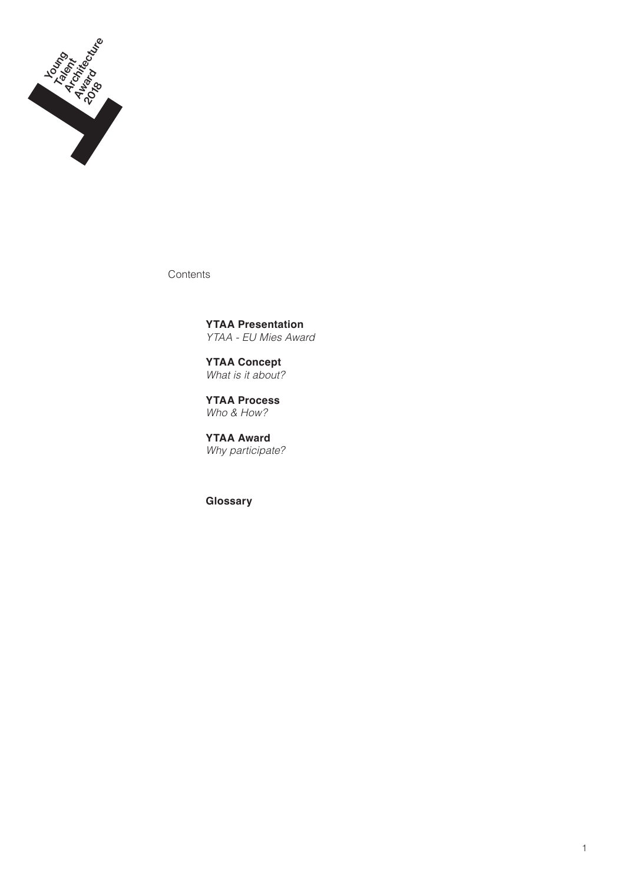Young Talent Architecture Award 2018

Contents

**YTAA Presentation**
*YTAA - EU Mies Award*

**YTAA Concept**
*What is it about?*

**YTAA Process**
*Who & How?*

**YTAA Award**
*Why participate?*

**Glossary**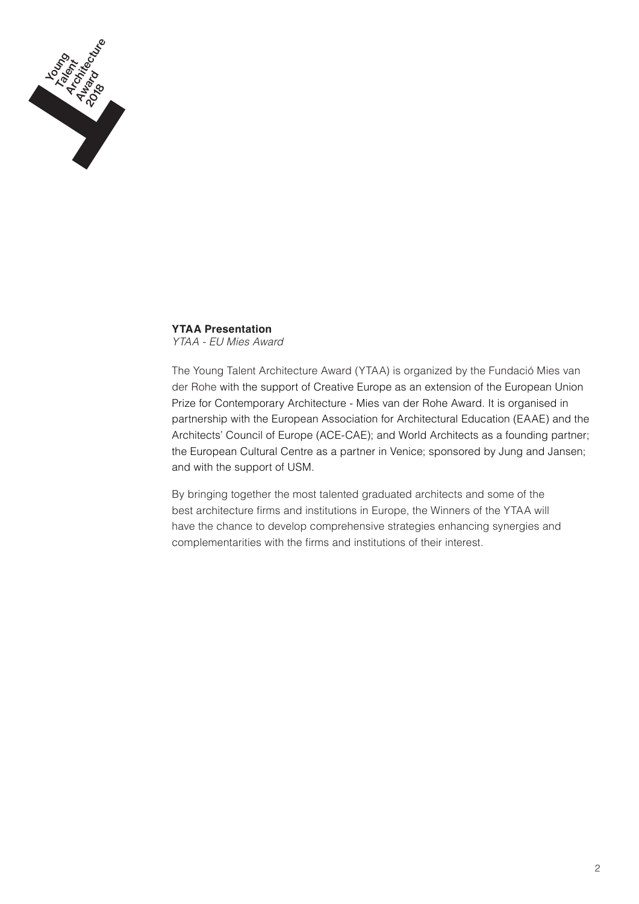**YTAA Presentation**
*YTAA - EU Mies Award*

The Young Talent Architecture Award (YTAA) is organized by the Fundació Mies van der Rohe with the support of Creative Europe as an extension of the European Union Prize for Contemporary Architecture - Mies van der Rohe Award. It is organised in partnership with the European Association for Architectural Education (EAAE) and the Architects' Council of Europe (ACE-CAE); and World Architects as a founding partner; the European Cultural Centre as a partner in Venice; sponsored by Jung and Jansen; and with the support of USM.

By bringing together the most talented graduated architects and some of the best architecture firms and institutions in Europe, the Winners of the YTAA will have the chance to develop comprehensive strategies enhancing synergies and complementarities with the firms and institutions of their interest.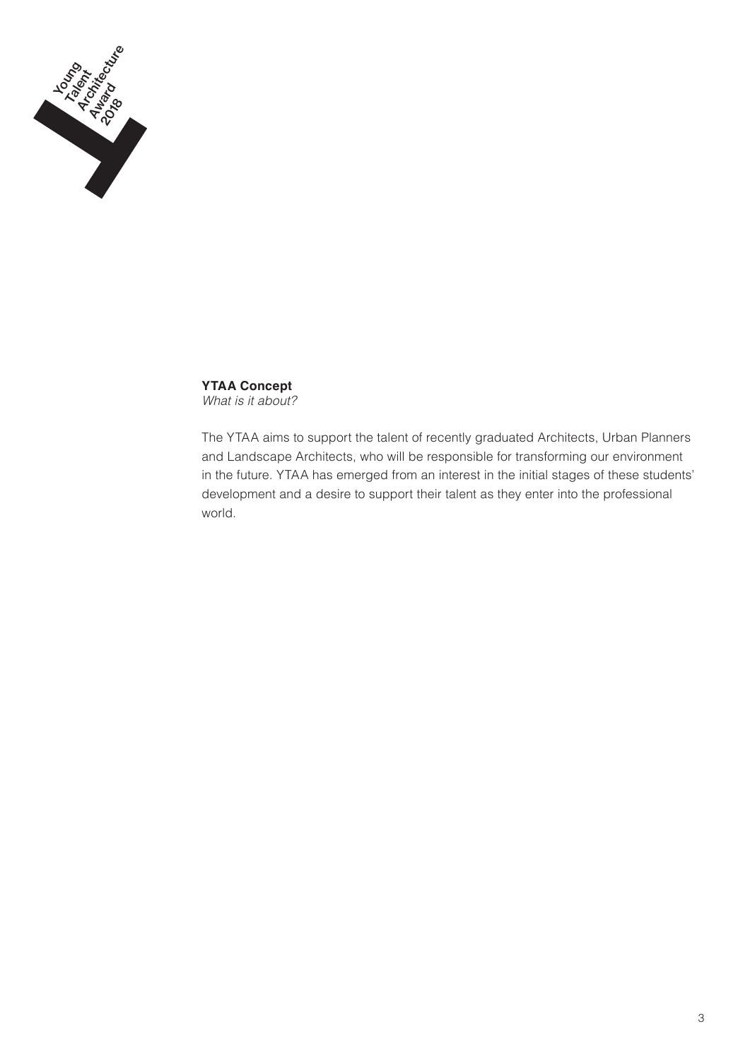**YTAA Concept**
*What is it about?*

The YTAA aims to support the talent of recently graduated Architects, Urban Planners and Landscape Architects, who will be responsible for transforming our environment in the future. YTAA has emerged from an interest in the initial stages of these students' development and a desire to support their talent as they enter into the professional world.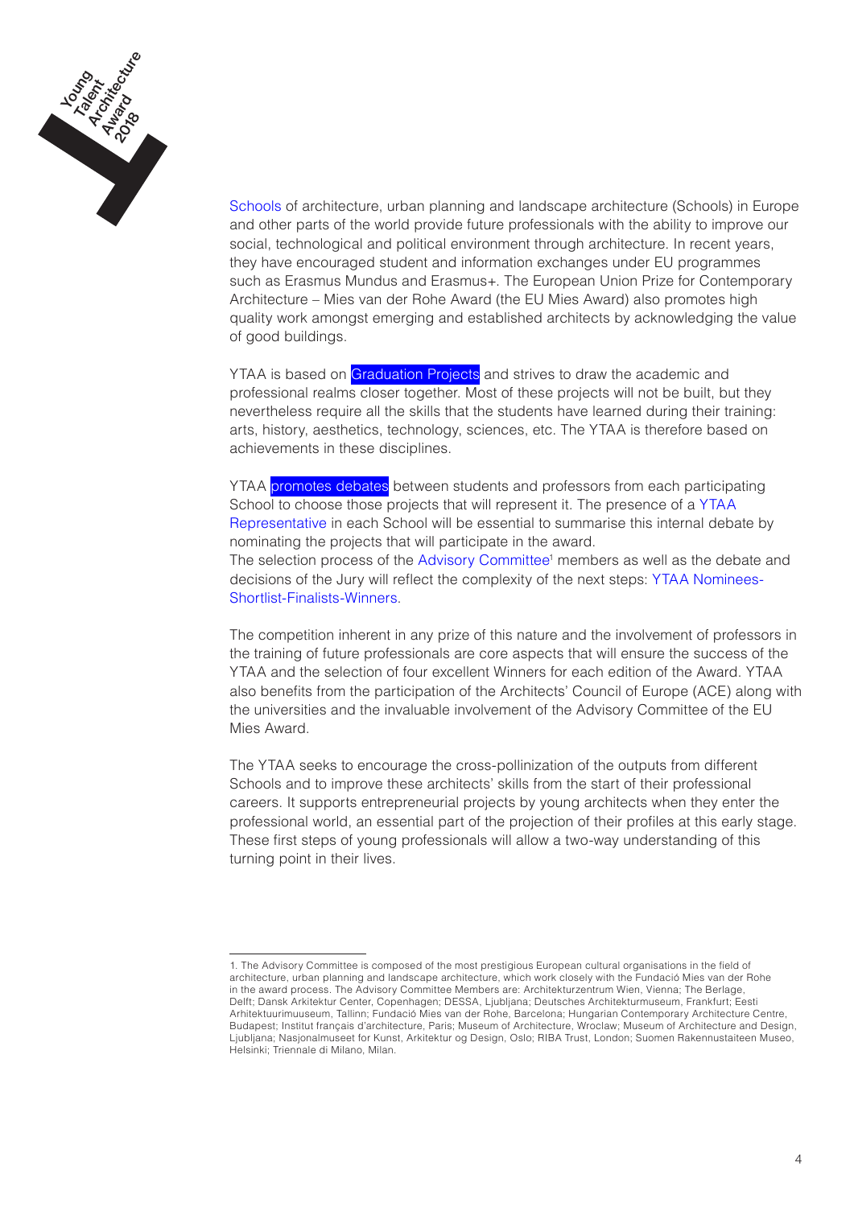Schools of architecture, urban planning and landscape architecture (Schools) in Europe and other parts of the world provide future professionals with the ability to improve our social, technological and political environment through architecture. In recent years, they have encouraged student and information exchanges under EU programmes such as Erasmus Mundus and Erasmus+. The European Union Prize for Contemporary Architecture – Mies van der Rohe Award (the EU Mies Award) also promotes high quality work amongst emerging and established architects by acknowledging the value of good buildings.

YTAA is based on Graduation Projects and strives to draw the academic and professional realms closer together. Most of these projects will not be built, but they nevertheless require all the skills that the students have learned during their training: arts, history, aesthetics, technology, sciences, etc. The YTAA is therefore based on achievements in these disciplines.

YTAA promotes debates between students and professors from each participating School to choose those projects that will represent it. The presence of a YTAA Representative in each School will be essential to summarise this internal debate by nominating the projects that will participate in the award.
The selection process of the Advisory Committee[1] members as well as the debate and decisions of the Jury will reflect the complexity of the next steps: YTAA Nominees-Shortlist-Finalists-Winners.

The competition inherent in any prize of this nature and the involvement of professors in the training of future professionals are core aspects that will ensure the success of the YTAA and the selection of four excellent Winners for each edition of the Award. YTAA also benefits from the participation of the Architects' Council of Europe (ACE) along with the universities and the invaluable involvement of the Advisory Committee of the EU Mies Award.

The YTAA seeks to encourage the cross-pollinization of the outputs from different Schools and to improve these architects' skills from the start of their professional careers. It supports entrepreneurial projects by young architects when they enter the professional world, an essential part of the projection of their profiles at this early stage. These first steps of young professionals will allow a two-way understanding of this turning point in their lives.

---

1. The Advisory Committee is composed of the most prestigious European cultural organisations in the field of architecture, urban planning and landscape architecture, which work closely with the Fundació Mies van der Rohe in the award process. The Advisory Committee Members are: Architekturzentrum Wien, Vienna; The Berlage, Delft; Dansk Arkitektur Center, Copenhagen; DESSA, Ljubljana; Deutsches Architekturmuseum, Frankfurt; Eesti Arhitektuurimuuseum, Tallinn; Fundació Mies van der Rohe, Barcelona; Hungarian Contemporary Architecture Centre, Budapest; Institut français d'architecture, Paris; Museum of Architecture, Wroclaw; Museum of Architecture and Design, Ljubljana; Nasjonalmuseet for Kunst, Arkitektur og Design, Oslo; RIBA Trust, London; Suomen Rakennustaiteen Museo, Helsinki; Triennale di Milano, Milan.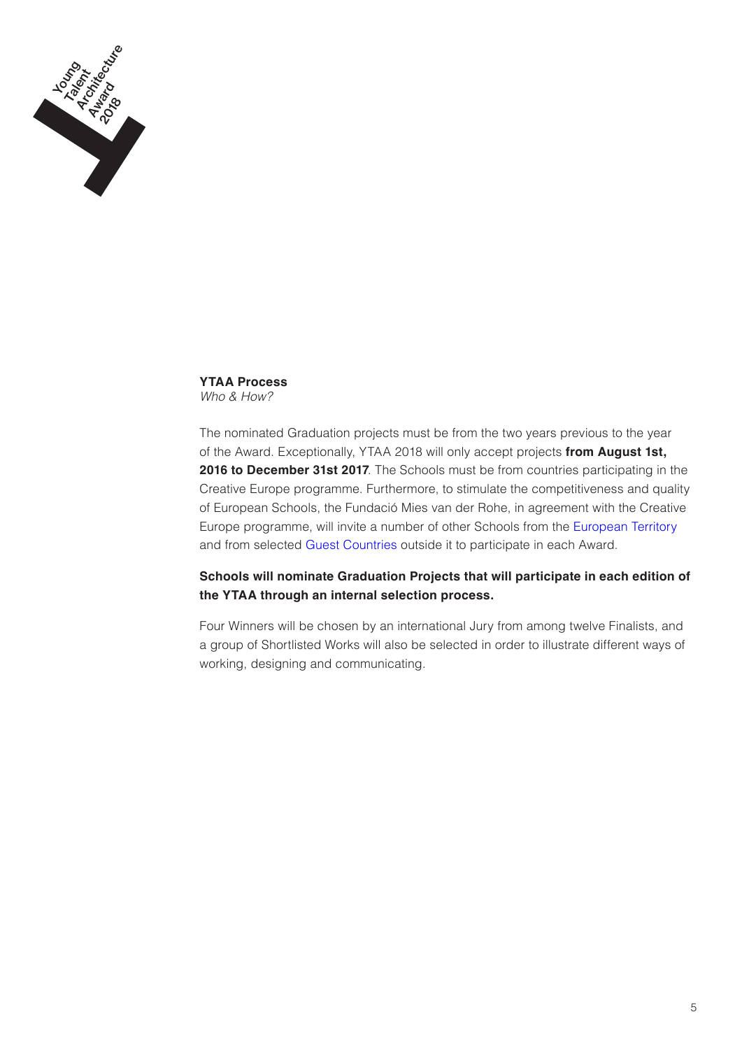## YTAA Process

*Who & How?*

The nominated Graduation projects must be from the two years previous to the year of the Award. Exceptionally, YTAA 2018 will only accept projects **from August 1st, 2016 to December 31st 2017**. The Schools must be from countries participating in the Creative Europe programme. Furthermore, to stimulate the competitiveness and quality of European Schools, the Fundació Mies van der Rohe, in agreement with the Creative Europe programme, will invite a number of other Schools from the European Territory and from selected Guest Countries outside it to participate in each Award.

**Schools will nominate Graduation Projects that will participate in each edition of the YTAA through an internal selection process.**

Four Winners will be chosen by an international Jury from among twelve Finalists, and a group of Shortlisted Works will also be selected in order to illustrate different ways of working, designing and communicating.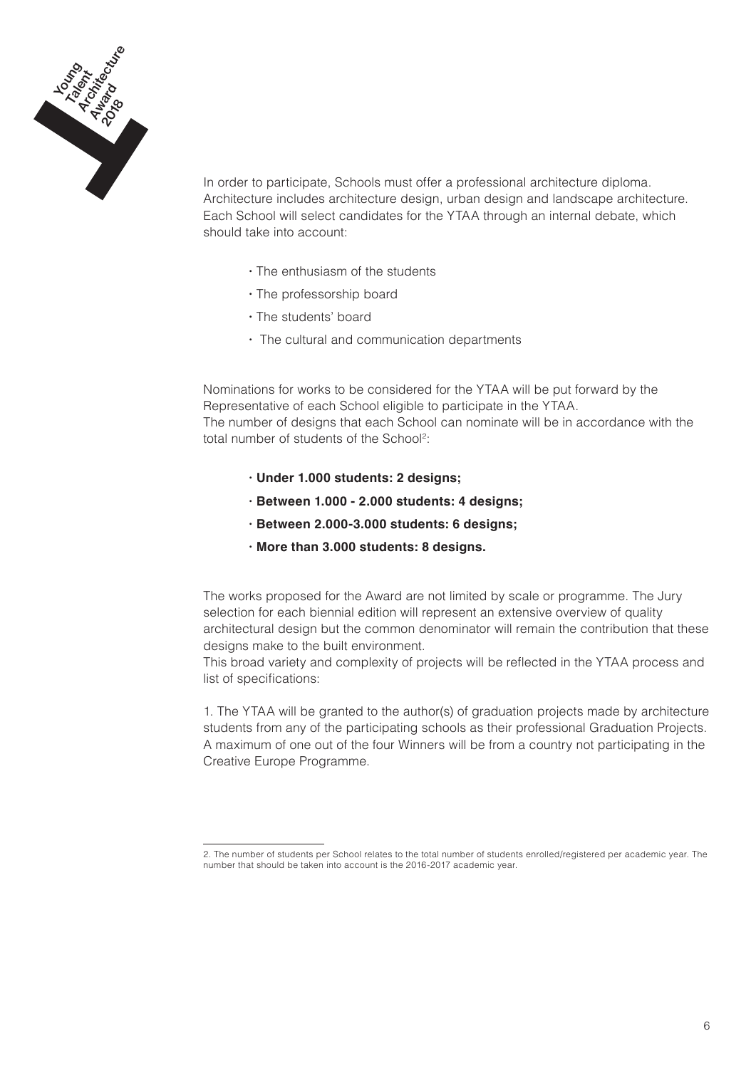In order to participate, Schools must offer a professional architecture diploma. Architecture includes architecture design, urban design and landscape architecture. Each School will select candidates for the YTAA through an internal debate, which should take into account:

- The enthusiasm of the students
- The professorship board
- The students' board
- The cultural and communication departments

Nominations for works to be considered for the YTAA will be put forward by the Representative of each School eligible to participate in the YTAA.
The number of designs that each School can nominate will be in accordance with the total number of students of the School[2]:

- **Under 1.000 students: 2 designs;**
- **Between 1.000 - 2.000 students: 4 designs;**
- **Between 2.000-3.000 students: 6 designs;**
- **More than 3.000 students: 8 designs.**

The works proposed for the Award are not limited by scale or programme. The Jury selection for each biennial edition will represent an extensive overview of quality architectural design but the common denominator will remain the contribution that these designs make to the built environment.
This broad variety and complexity of projects will be reflected in the YTAA process and list of specifications:

1. The YTAA will be granted to the author(s) of graduation projects made by architecture students from any of the participating schools as their professional Graduation Projects. A maximum of one out of the four Winners will be from a country not participating in the Creative Europe Programme.

---

2. The number of students per School relates to the total number of students enrolled/registered per academic year. The number that should be taken into account is the 2016-2017 academic year.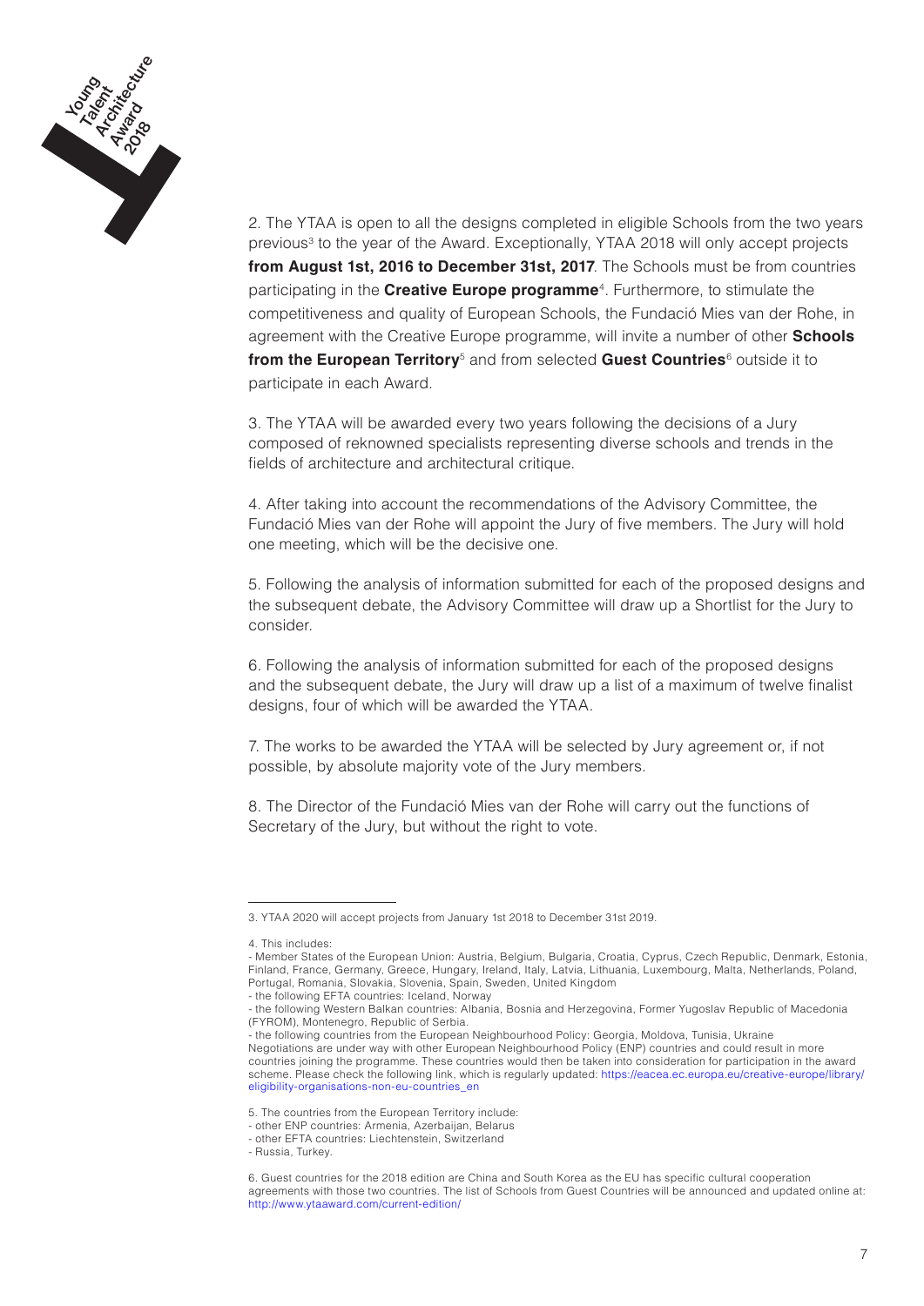2. The YTAA is open to all the designs completed in eligible Schools from the two years previous[3] to the year of the Award. Exceptionally, YTAA 2018 will only accept projects **from August 1st, 2016 to December 31st, 2017**. The Schools must be from countries participating in the **Creative Europe programme**[4]. Furthermore, to stimulate the competitiveness and quality of European Schools, the Fundació Mies van der Rohe, in agreement with the Creative Europe programme, will invite a number of other **Schools from the European Territory**[5] and from selected **Guest Countries**[6] outside it to participate in each Award.

3. The YTAA will be awarded every two years following the decisions of a Jury composed of reknowned specialists representing diverse schools and trends in the fields of architecture and architectural critique.

4. After taking into account the recommendations of the Advisory Committee, the Fundació Mies van der Rohe will appoint the Jury of five members. The Jury will hold one meeting, which will be the decisive one.

5. Following the analysis of information submitted for each of the proposed designs and the subsequent debate, the Advisory Committee will draw up a Shortlist for the Jury to consider.

6. Following the analysis of information submitted for each of the proposed designs and the subsequent debate, the Jury will draw up a list of a maximum of twelve finalist designs, four of which will be awarded the YTAA.

7. The works to be awarded the YTAA will be selected by Jury agreement or, if not possible, by absolute majority vote of the Jury members.

8. The Director of the Fundació Mies van der Rohe will carry out the functions of Secretary of the Jury, but without the right to vote.

---

3. YTAA 2020 will accept projects from January 1st 2018 to December 31st 2019.

4. This includes:
- Member States of the European Union: Austria, Belgium, Bulgaria, Croatia, Cyprus, Czech Republic, Denmark, Estonia, Finland, France, Germany, Greece, Hungary, Ireland, Italy, Latvia, Lithuania, Luxembourg, Malta, Netherlands, Poland, Portugal, Romania, Slovakia, Slovenia, Spain, Sweden, United Kingdom
- the following EFTA countries: Iceland, Norway
- the following Western Balkan countries: Albania, Bosnia and Herzegovina, Former Yugoslav Republic of Macedonia (FYROM), Montenegro, Republic of Serbia.
- the following countries from the European Neighbourhood Policy: Georgia, Moldova, Tunisia, Ukraine

Negotiations are under way with other European Neighbourhood Policy (ENP) countries and could result in more countries joining the programme. These countries would then be taken into consideration for participation in the award scheme. Please check the following link, which is regularly updated: https://eacea.ec.europa.eu/creative-europe/library/eligibility-organisations-non-eu-countries_en

5. The countries from the European Territory include:
- other ENP countries: Armenia, Azerbaijan, Belarus
- other EFTA countries: Liechtenstein, Switzerland
- Russia, Turkey.

6. Guest countries for the 2018 edition are China and South Korea as the EU has specific cultural cooperation agreements with those two countries. The list of Schools from Guest Countries will be announced and updated online at: http://www.ytaaward.com/current-edition/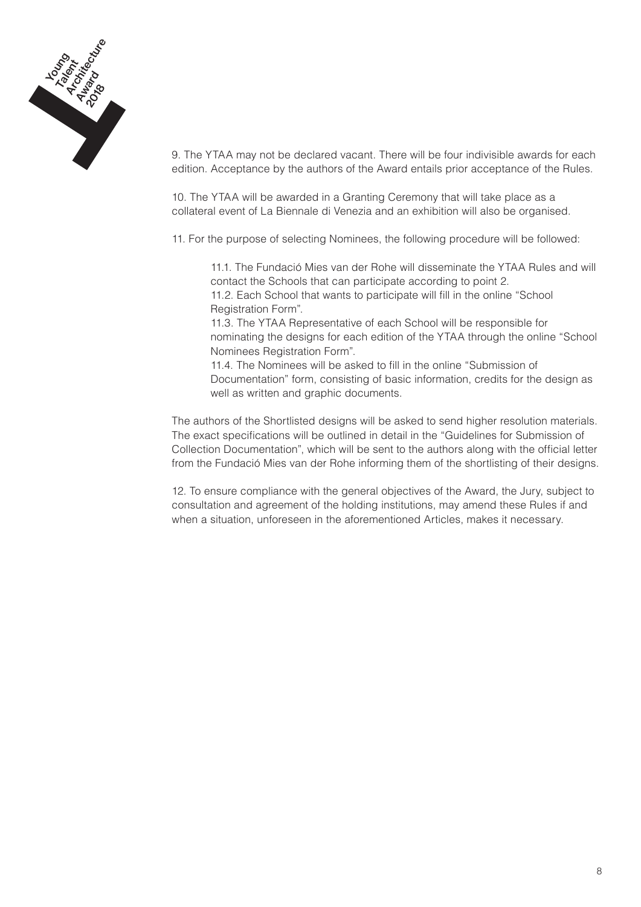9. The YTAA may not be declared vacant. There will be four indivisible awards for each edition. Acceptance by the authors of the Award entails prior acceptance of the Rules.

10. The YTAA will be awarded in a Granting Ceremony that will take place as a collateral event of La Biennale di Venezia and an exhibition will also be organised.

11. For the purpose of selecting Nominees, the following procedure will be followed:

> 11.1. The Fundació Mies van der Rohe will disseminate the YTAA Rules and will contact the Schools that can participate according to point 2.
> 11.2. Each School that wants to participate will fill in the online “School Registration Form”.
> 11.3. The YTAA Representative of each School will be responsible for nominating the designs for each edition of the YTAA through the online “School Nominees Registration Form”.
> 11.4. The Nominees will be asked to fill in the online “Submission of Documentation” form, consisting of basic information, credits for the design as well as written and graphic documents.

The authors of the Shortlisted designs will be asked to send higher resolution materials. The exact specifications will be outlined in detail in the “Guidelines for Submission of Collection Documentation”, which will be sent to the authors along with the official letter from the Fundació Mies van der Rohe informing them of the shortlisting of their designs.

12. To ensure compliance with the general objectives of the Award, the Jury, subject to consultation and agreement of the holding institutions, may amend these Rules if and when a situation, unforeseen in the aforementioned Articles, makes it necessary.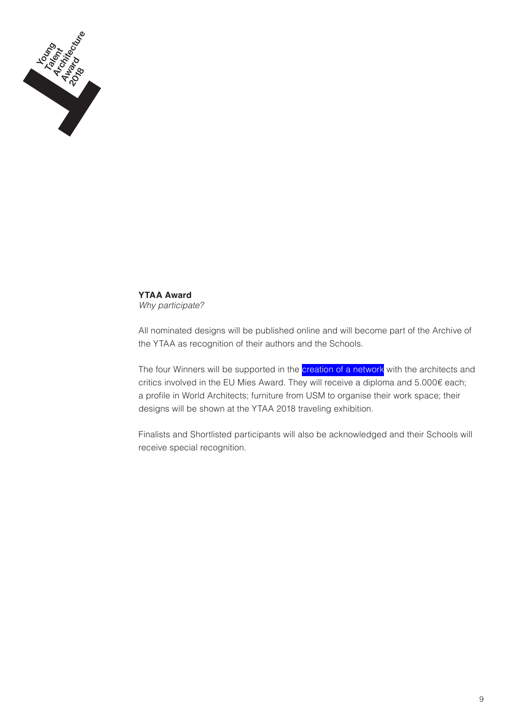**YTAA Award**
*Why participate?*

All nominated designs will be published online and will become part of the Archive of the YTAA as recognition of their authors and the Schools.

The four Winners will be supported in the creation of a network with the architects and critics involved in the EU Mies Award. They will receive a diploma and 5.000€ each; a profile in World Architects; furniture from USM to organise their work space; their designs will be shown at the YTAA 2018 traveling exhibition.

Finalists and Shortlisted participants will also be acknowledged and their Schools will receive special recognition.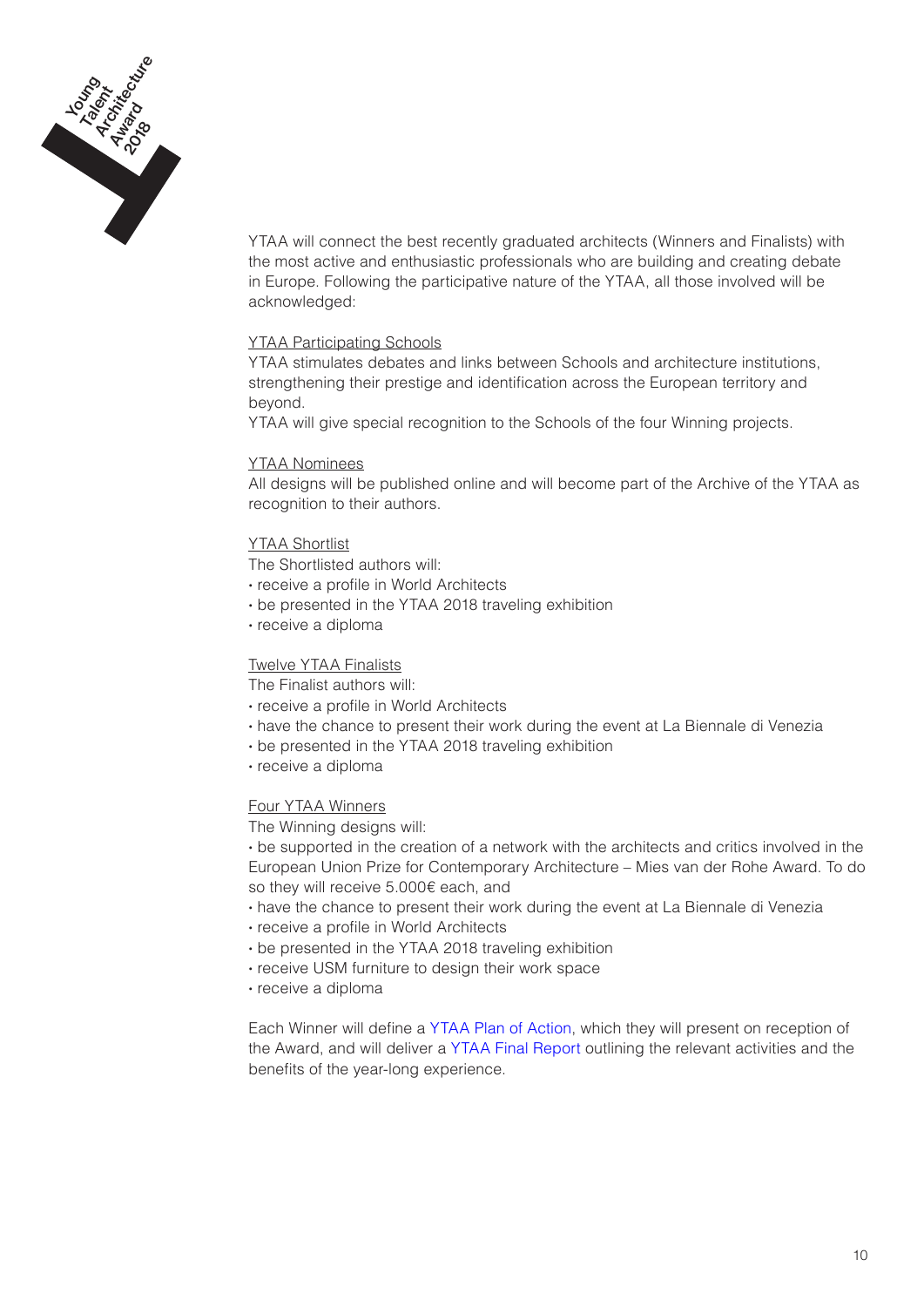YTAA will connect the best recently graduated architects (Winners and Finalists) with the most active and enthusiastic professionals who are building and creating debate in Europe. Following the participative nature of the YTAA, all those involved will be acknowledged:

YTAA Participating Schools

YTAA stimulates debates and links between Schools and architecture institutions, strengthening their prestige and identification across the European territory and beyond.

YTAA will give special recognition to the Schools of the four Winning projects.

YTAA Nominees

All designs will be published online and will become part of the Archive of the YTAA as recognition to their authors.

YTAA Shortlist

The Shortlisted authors will:

- receive a profile in World Architects
- be presented in the YTAA 2018 traveling exhibition
- receive a diploma

Twelve YTAA Finalists

The Finalist authors will:

- receive a profile in World Architects
- have the chance to present their work during the event at La Biennale di Venezia
- be presented in the YTAA 2018 traveling exhibition
- receive a diploma

Four YTAA Winners

The Winning designs will:

- be supported in the creation of a network with the architects and critics involved in the European Union Prize for Contemporary Architecture – Mies van der Rohe Award. To do so they will receive 5.000€ each, and
- have the chance to present their work during the event at La Biennale di Venezia
- receive a profile in World Architects
- be presented in the YTAA 2018 traveling exhibition
- receive USM furniture to design their work space
- receive a diploma

Each Winner will define a YTAA Plan of Action, which they will present on reception of the Award, and will deliver a YTAA Final Report outlining the relevant activities and the benefits of the year-long experience.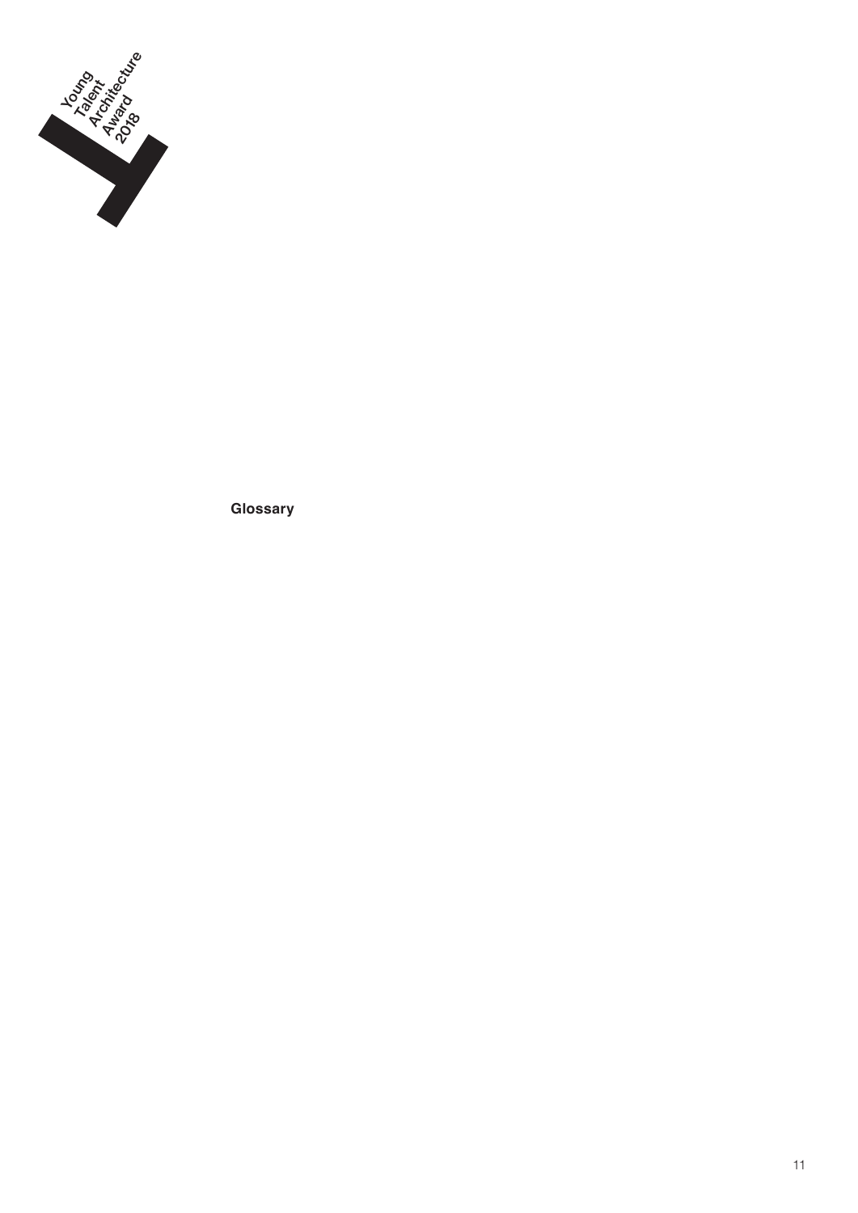Young
Talent
Architecture
Award
2018

**Glossary**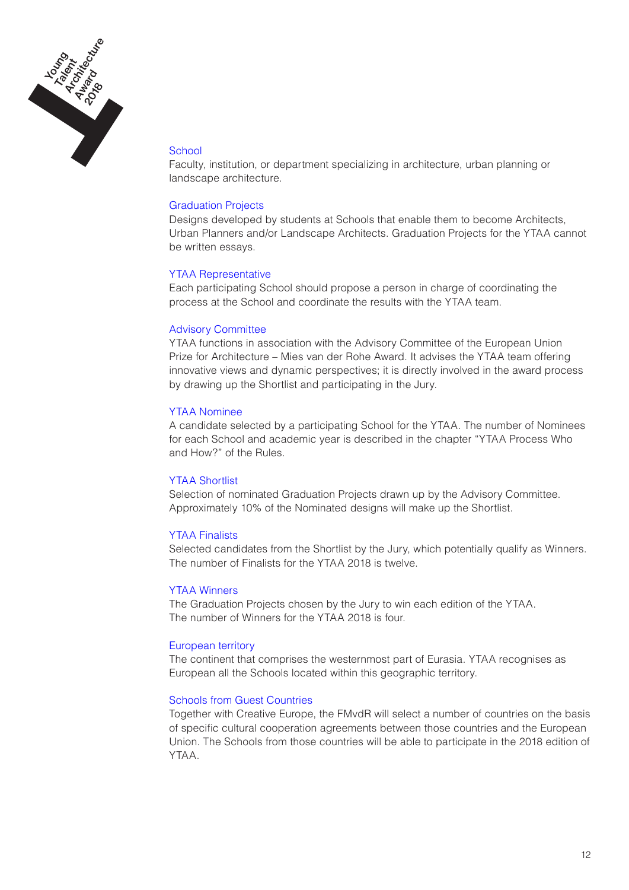### School
Faculty, institution, or department specializing in architecture, urban planning or landscape architecture.

### Graduation Projects
Designs developed by students at Schools that enable them to become Architects, Urban Planners and/or Landscape Architects. Graduation Projects for the YTAA cannot be written essays.

### YTAA Representative
Each participating School should propose a person in charge of coordinating the process at the School and coordinate the results with the YTAA team.

### Advisory Committee
YTAA functions in association with the Advisory Committee of the European Union Prize for Architecture – Mies van der Rohe Award. It advises the YTAA team offering innovative views and dynamic perspectives; it is directly involved in the award process by drawing up the Shortlist and participating in the Jury.

### YTAA Nominee
A candidate selected by a participating School for the YTAA. The number of Nominees for each School and academic year is described in the chapter "YTAA Process Who and How?" of the Rules.

### YTAA Shortlist
Selection of nominated Graduation Projects drawn up by the Advisory Committee. Approximately 10% of the Nominated designs will make up the Shortlist.

### YTAA Finalists
Selected candidates from the Shortlist by the Jury, which potentially qualify as Winners. The number of Finalists for the YTAA 2018 is twelve.

### YTAA Winners
The Graduation Projects chosen by the Jury to win each edition of the YTAA.
The number of Winners for the YTAA 2018 is four.

### European territory
The continent that comprises the westernmost part of Eurasia. YTAA recognises as European all the Schools located within this geographic territory.

### Schools from Guest Countries
Together with Creative Europe, the FMvdR will select a number of countries on the basis of specific cultural cooperation agreements between those countries and the European Union. The Schools from those countries will be able to participate in the 2018 edition of YTAA.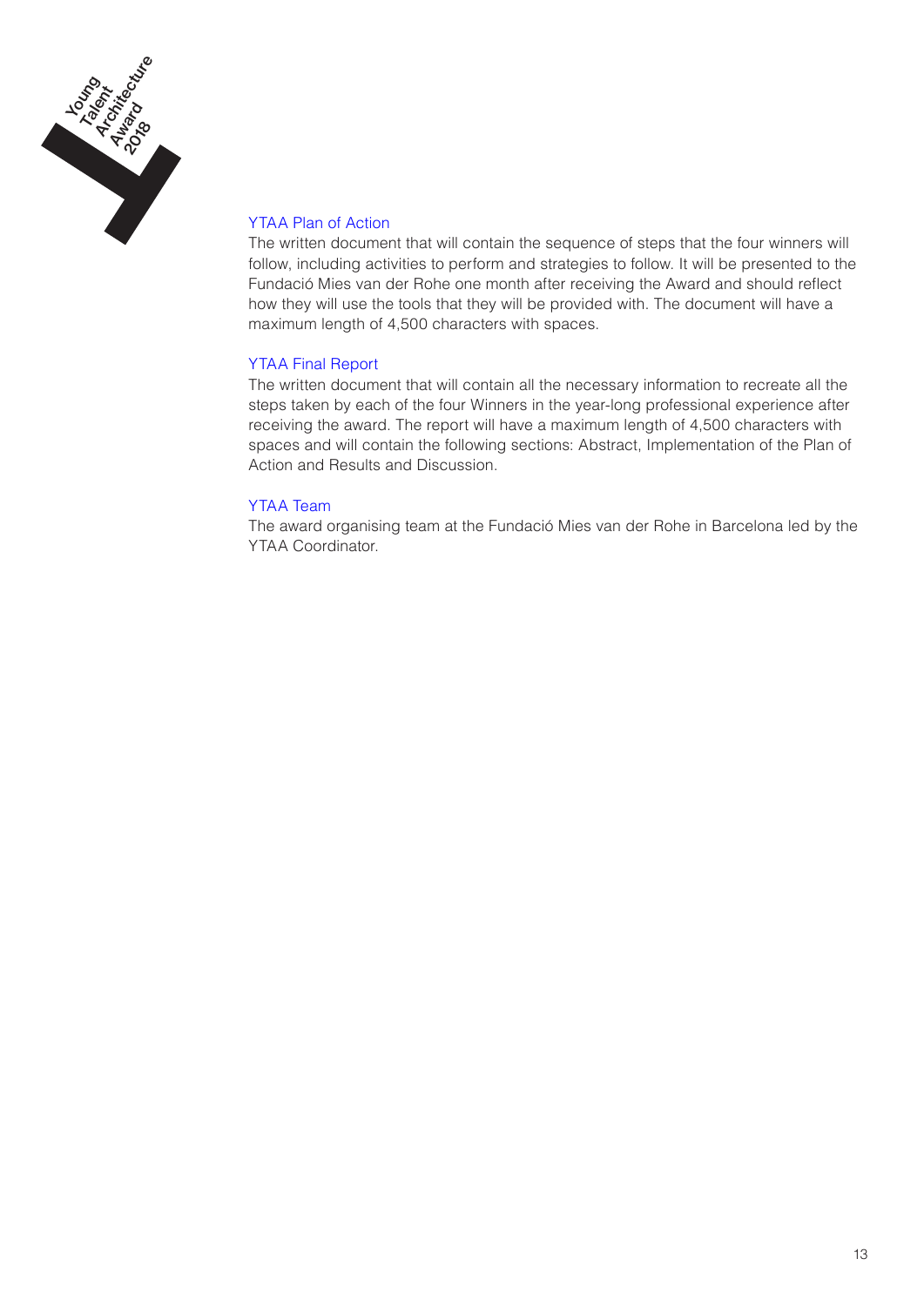### YTAA Plan of Action

The written document that will contain the sequence of steps that the four winners will follow, including activities to perform and strategies to follow. It will be presented to the Fundació Mies van der Rohe one month after receiving the Award and should reflect how they will use the tools that they will be provided with. The document will have a maximum length of 4,500 characters with spaces.

### YTAA Final Report

The written document that will contain all the necessary information to recreate all the steps taken by each of the four Winners in the year-long professional experience after receiving the award. The report will have a maximum length of 4,500 characters with spaces and will contain the following sections: Abstract, Implementation of the Plan of Action and Results and Discussion.

### YTAA Team

The award organising team at the Fundació Mies van der Rohe in Barcelona led by the YTAA Coordinator.